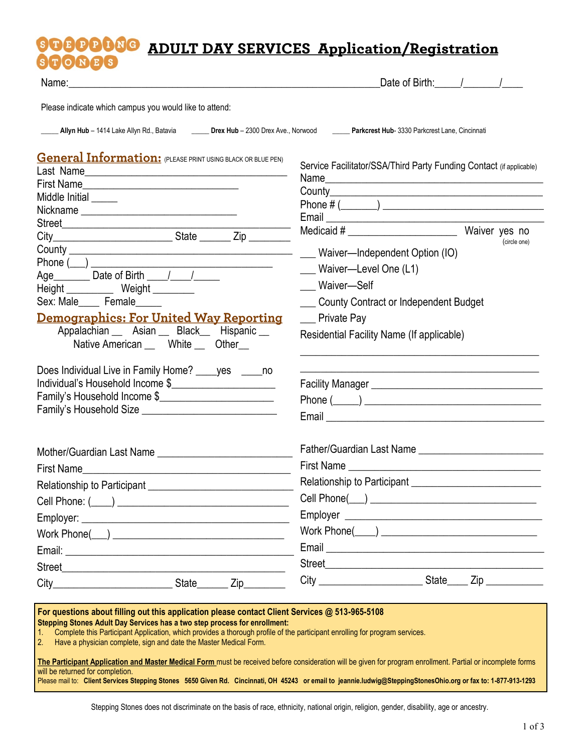# ADULT DAY SERVICES Application/Registration

Name:_____________________________________________________________Date of Birth:_____/_______/____

Please indicate which campus you would like to attend:

_____ **Allyn Hub** – 1414 Lake Allyn Rd., Batavia   _____ **Drex Hub** – 2300 Drex Ave., Norwood   _____ **Parkcrest Hub**- 3330 Parkcrest Lane, Cincinnati

## General Information: (PLEASE PRINT USING BLACK OR BLUE PEN)

Last Name_______________________________________

First Name______________________________

Middle Initial _____

Nickname ______________________________

Street_________________________________________

City______________________ State ______ Zip _______

County ________________________________________

Phone (___) _________________________________

Age_______ Date of Birth ____/____/_____

Height _________ Weight ________

Sex: Male____ Female_____

## Demographics: For United Way Reporting

Appalachian __ Asian __ Black__ Hispanic __

Native American __ White __ Other__

Does Individual Live in Family Home? ____yes ____no

Individual's Household Income $___________________

Family's Household Income $_____________________

Family's Household Size ________________________

Service Facilitator/SSA/Third Party Funding Contact (if applicable)

Name__________________________________________

County_________________________________________

Phone # (_______) ______________________________

Email _________________________________________

Medicaid # ____________________ Waiver yes no (circle one)

___ Waiver—Independent Option (IO)

___ Waiver—Level One (L1)

___ Waiver—Self

___ County Contract or Independent Budget

___ Private Pay

Residential Facility Name (If applicable)

_____________________________________________

_____________________________________________

Facility Manager _______________________________

Phone (_____) _________________________________

Email _________________________________________

Mother/Guardian Last Name ________________________

First Name______________________________________

Relationship to Participant _________________________

Cell Phone: (____) _______________________________

Employer: ______________________________________

Work Phone(___) ________________________________

Email: _________________________________________

Street__________________________________________

City______________________ State______ Zip________

Father/Guardian Last Name ________________________

First Name ____________________________________

Relationship to Participant ________________________

Cell Phone(___) ______________________________

Employer ______________________________________

Work Phone(____) ____________________________

Email _________________________________________

Street__________________________________________

City ___________________ State____ Zip ___________

**For questions about filling out this application please contact Client Services @ 513-965-5108**

**Stepping Stones Adult Day Services has a two step process for enrollment:**

1. Complete this Participant Application, which provides a thorough profile of the participant enrolling for program services.
2. Have a physician complete, sign and date the Master Medical Form.

**The Participant Application and Master Medical Form** must be received before consideration will be given for program enrollment. Partial or incomplete forms will be returned for completion.

Please mail to: **Client Services Stepping Stones 5650 Given Rd. Cincinnati, OH 45243 or email to jeannie.ludwig@SteppingStonesOhio.org or fax to: 1-877-913-1293**

Stepping Stones does not discriminate on the basis of race, ethnicity, national origin, religion, gender, disability, age or ancestry.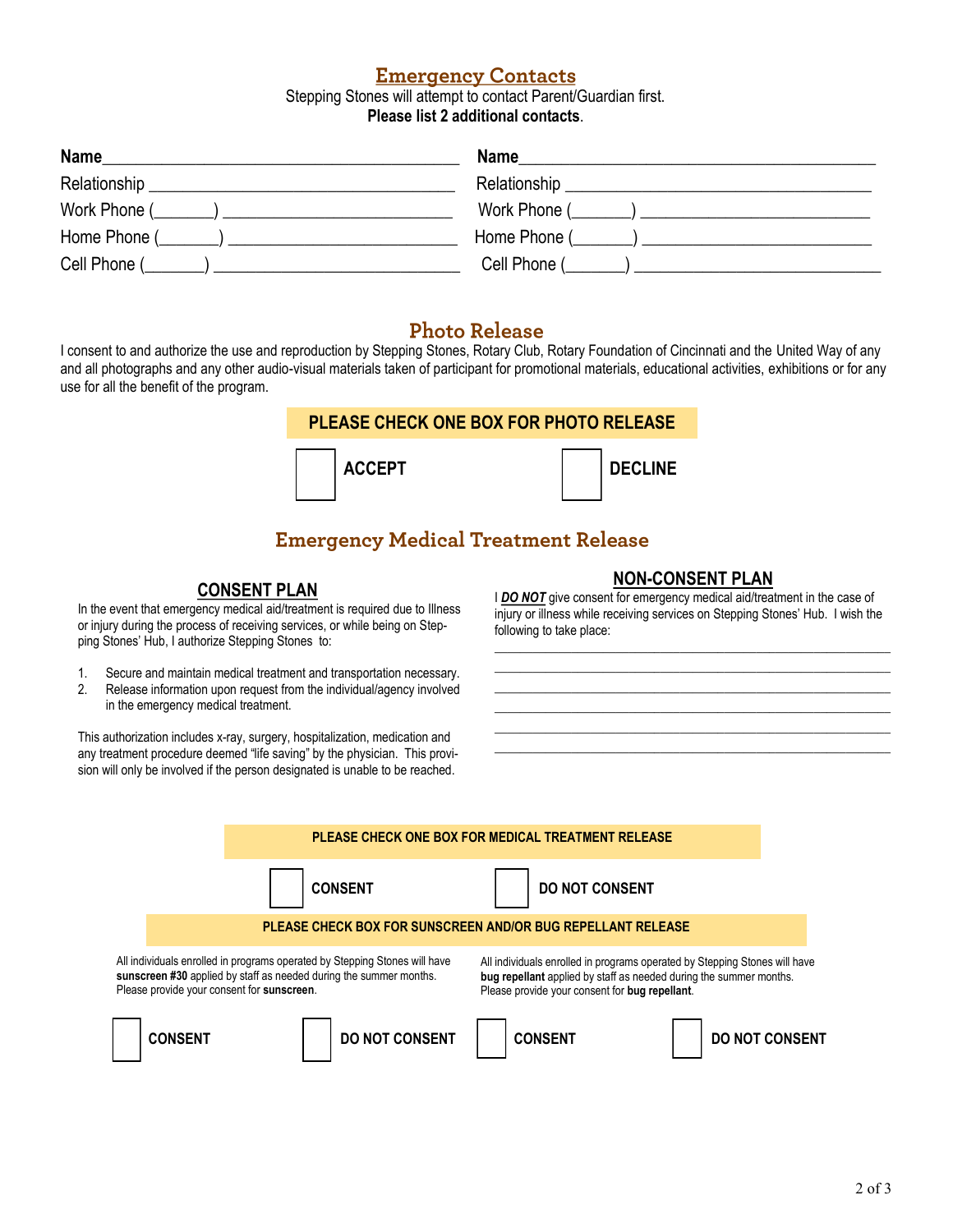## Emergency Contacts

Stepping Stones will attempt to contact Parent/Guardian first.
**Please list 2 additional contacts**.

**Name**___________________________________________

Relationship ____________________________________

Work Phone (_______) __________________________

Home Phone (_______) __________________________

Cell Phone (_______) ____________________________

**Name**___________________________________________

Relationship ____________________________________

Work Phone (_______) __________________________

Home Phone (_______) __________________________

Cell Phone (_______) ____________________________

## Photo Release

I consent to and authorize the use and reproduction by Stepping Stones, Rotary Club, Rotary Foundation of Cincinnati and the United Way of any and all photographs and any other audio-visual materials taken of participant for promotional materials, educational activities, exhibitions or for any use for all the benefit of the program.

**PLEASE CHECK ONE BOX FOR PHOTO RELEASE**

☐ **ACCEPT** ☐ **DECLINE**

## Emergency Medical Treatment Release

### CONSENT PLAN

In the event that emergency medical aid/treatment is required due to Illness or injury during the process of receiving services, or while being on Stepping Stones' Hub, I authorize Stepping Stones to:

1. Secure and maintain medical treatment and transportation necessary.
2. Release information upon request from the individual/agency involved in the emergency medical treatment.

This authorization includes x-ray, surgery, hospitalization, medication and any treatment procedure deemed "life saving" by the physician. This provision will only be involved if the person designated is unable to be reached.

### NON-CONSENT PLAN

I ***DO NOT*** give consent for emergency medical aid/treatment in the case of injury or illness while receiving services on Stepping Stones' Hub. I wish the following to take place:

______________________________________________________________

______________________________________________________________

______________________________________________________________

______________________________________________________________

______________________________________________________________

______________________________________________________________

**PLEASE CHECK ONE BOX FOR MEDICAL TREATMENT RELEASE**

☐ **CONSENT** ☐ **DO NOT CONSENT**

**PLEASE CHECK BOX FOR SUNSCREEN AND/OR BUG REPELLANT RELEASE**

All individuals enrolled in programs operated by Stepping Stones will have **sunscreen #30** applied by staff as needed during the summer months. Please provide your consent for **sunscreen**.

☐ **CONSENT** ☐ **DO NOT CONSENT**

All individuals enrolled in programs operated by Stepping Stones will have **bug repellant** applied by staff as needed during the summer months. Please provide your consent for **bug repellant**.

☐ **CONSENT** ☐ **DO NOT CONSENT**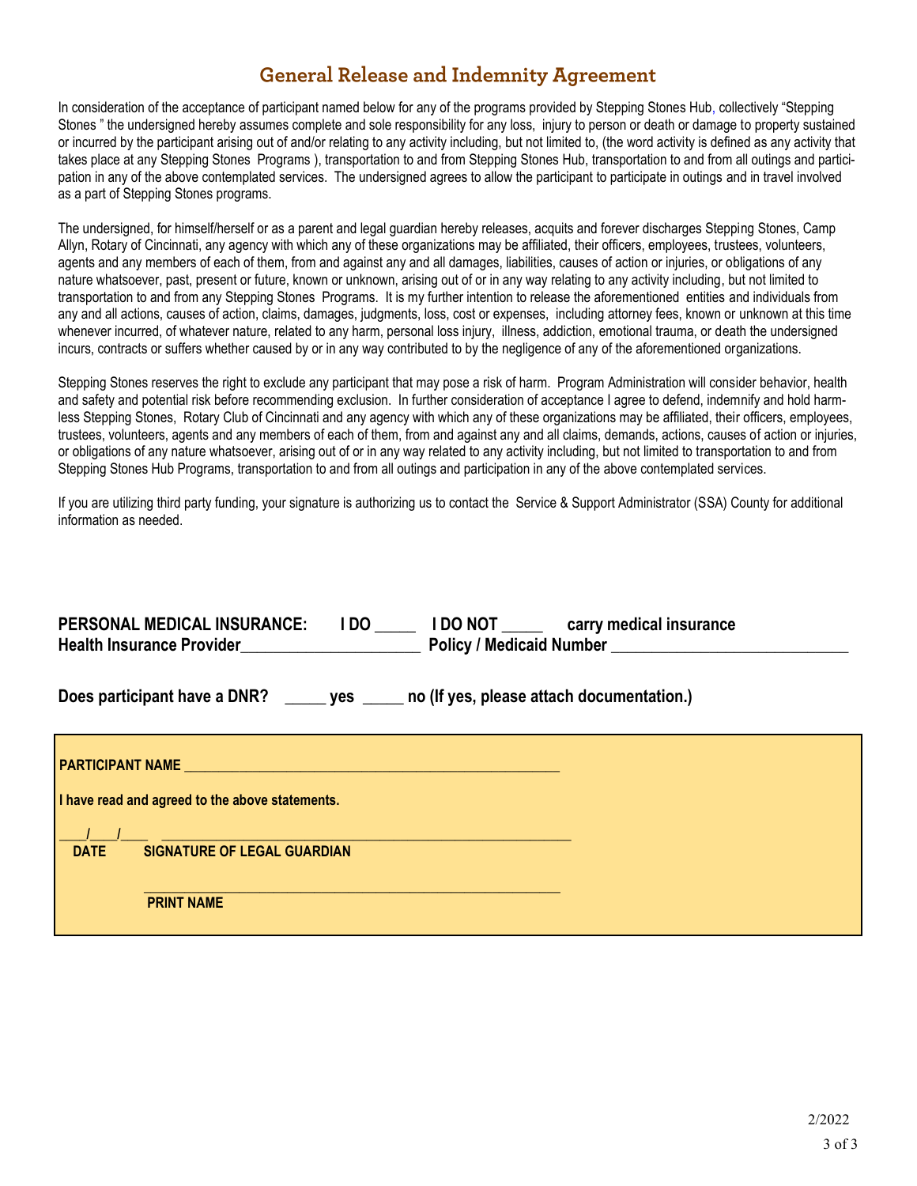## General Release and Indemnity Agreement

In consideration of the acceptance of participant named below for any of the programs provided by Stepping Stones Hub, collectively "Stepping Stones " the undersigned hereby assumes complete and sole responsibility for any loss, injury to person or death or damage to property sustained or incurred by the participant arising out of and/or relating to any activity including, but not limited to, (the word activity is defined as any activity that takes place at any Stepping Stones Programs ), transportation to and from Stepping Stones Hub, transportation to and from all outings and participation in any of the above contemplated services. The undersigned agrees to allow the participant to participate in outings and in travel involved as a part of Stepping Stones programs.

The undersigned, for himself/herself or as a parent and legal guardian hereby releases, acquits and forever discharges Stepping Stones, Camp Allyn, Rotary of Cincinnati, any agency with which any of these organizations may be affiliated, their officers, employees, trustees, volunteers, agents and any members of each of them, from and against any and all damages, liabilities, causes of action or injuries, or obligations of any nature whatsoever, past, present or future, known or unknown, arising out of or in any way relating to any activity including, but not limited to transportation to and from any Stepping Stones Programs. It is my further intention to release the aforementioned entities and individuals from any and all actions, causes of action, claims, damages, judgments, loss, cost or expenses, including attorney fees, known or unknown at this time whenever incurred, of whatever nature, related to any harm, personal loss injury, illness, addiction, emotional trauma, or death the undersigned incurs, contracts or suffers whether caused by or in any way contributed to by the negligence of any of the aforementioned organizations.

Stepping Stones reserves the right to exclude any participant that may pose a risk of harm. Program Administration will consider behavior, health and safety and potential risk before recommending exclusion. In further consideration of acceptance I agree to defend, indemnify and hold harmless Stepping Stones, Rotary Club of Cincinnati and any agency with which any of these organizations may be affiliated, their officers, employees, trustees, volunteers, agents and any members of each of them, from and against any and all claims, demands, actions, causes of action or injuries, or obligations of any nature whatsoever, arising out of or in any way related to any activity including, but not limited to transportation to and from Stepping Stones Hub Programs, transportation to and from all outings and participation in any of the above contemplated services.

If you are utilizing third party funding, your signature is authorizing us to contact the Service & Support Administrator (SSA) County for additional information as needed.

**PERSONAL MEDICAL INSURANCE:** **I DO \_\_\_\_\_ I DO NOT \_\_\_\_\_ carry medical insurance**
**Health Insurance Provider\_\_\_\_\_\_\_\_\_\_\_\_\_\_\_\_\_\_\_\_\_\_ Policy / Medicaid Number \_\_\_\_\_\_\_\_\_\_\_\_\_\_\_\_\_\_\_\_\_\_\_\_\_\_\_\_\_**

**Does participant have a DNR? \_\_\_\_\_ yes \_\_\_\_\_ no (If yes, please attach documentation.)**

**PARTICIPANT NAME \_\_\_\_\_\_\_\_\_\_\_\_\_\_\_\_\_\_\_\_\_\_\_\_\_\_\_\_\_\_\_\_\_\_\_\_\_\_\_\_\_\_\_\_\_\_\_\_\_\_\_\_**

**I have read and agreed to the above statements.**

\_\_\_\_/\_\_\_\_/\_\_\_\_ \_\_\_\_\_\_\_\_\_\_\_\_\_\_\_\_\_\_\_\_\_\_\_\_\_\_\_\_\_\_\_\_\_\_\_\_\_\_\_\_\_\_\_\_\_\_\_\_\_\_\_\_\_\_\_\_\_\_
**DATE** **SIGNATURE OF LEGAL GUARDIAN**

\_\_\_\_\_\_\_\_\_\_\_\_\_\_\_\_\_\_\_\_\_\_\_\_\_\_\_\_\_\_\_\_\_\_\_\_\_\_\_\_\_\_\_\_\_\_\_\_\_\_\_\_\_\_\_\_\_\_
**PRINT NAME**

2/2022